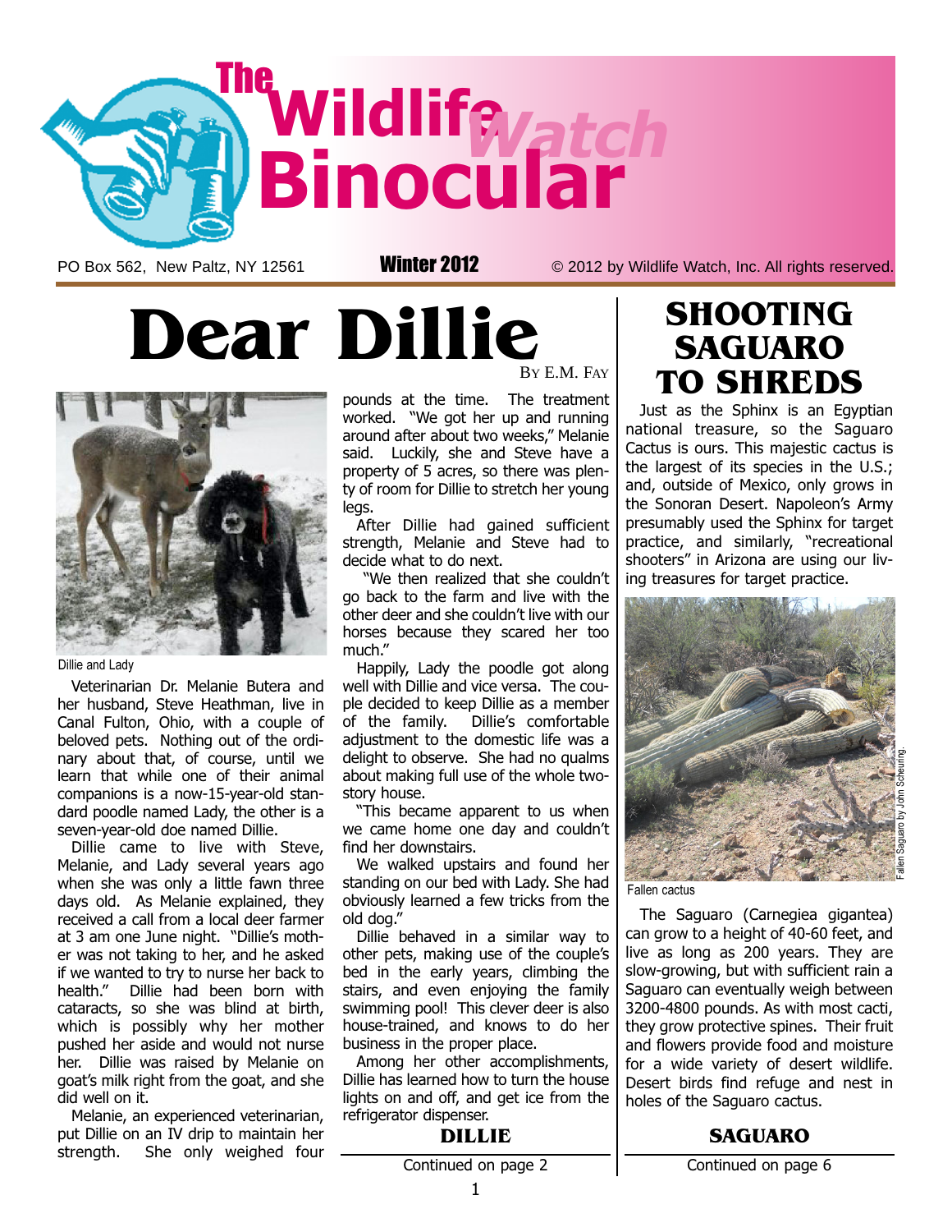# The Wildlife Watch Binocular

PO Box 562, New Paltz, NY 12561 **Winter 2012** © 2012 by Wildlife Watch, Inc. All rights reserved.

# Dear Dillie

By E.M. Fay

Dillie and Lady

Veterinarian Dr. Melanie Butera and her husband, Steve Heathman, live in Canal Fulton, Ohio, with a couple of beloved pets. Nothing out of the ordinary about that, of course, until we learn that while one of their animal companions is a now-15-year-old standard poodle named Lady, the other is a seven-year-old doe named Dillie.

Dillie came to live with Steve, Melanie, and Lady several years ago when she was only a little fawn three days old. As Melanie explained, they received a call from a local deer farmer at 3 am one June night. "Dillie's mother was not taking to her, and he asked if we wanted to try to nurse her back to health." Dillie had been born with cataracts, so she was blind at birth, which is possibly why her mother pushed her aside and would not nurse her. Dillie was raised by Melanie on goat's milk right from the goat, and she did well on it.

Melanie, an experienced veterinarian, put Dillie on an IV drip to maintain her strength. She only weighed four pounds at the time. The treatment worked. "We got her up and running around after about two weeks," Melanie said. Luckily, she and Steve have a property of 5 acres, so there was plenty of room for Dillie to stretch her young legs.

After Dillie had gained sufficient strength, Melanie and Steve had to decide what to do next.

"We then realized that she couldn't go back to the farm and live with the other deer and she couldn't live with our horses because they scared her too much."

Happily, Lady the poodle got along well with Dillie and vice versa. The couple decided to keep Dillie as a member of the family. Dillie's comfortable adjustment to the domestic life was a delight to observe. She had no qualms about making full use of the whole two-story house.

"This became apparent to us when we came home one day and couldn't find her downstairs.

We walked upstairs and found her standing on our bed with Lady. She had obviously learned a few tricks from the old dog."

Dillie behaved in a similar way to other pets, making use of the couple's bed in the early years, climbing the stairs, and even enjoying the family swimming pool! This clever deer is also house-trained, and knows to do her business in the proper place.

Among her other accomplishments, Dillie has learned how to turn the house lights on and off, and get ice from the refrigerator dispenser.

**DILLIE**

Continued on page 2

# SHOOTING SAGUARO TO SHREDS

Just as the Sphinx is an Egyptian national treasure, so the Saguaro Cactus is ours. This majestic cactus is the largest of its species in the U.S.; and, outside of Mexico, only grows in the Sonoran Desert. Napoleon's Army presumably used the Sphinx for target practice, and similarly, "recreational shooters" in Arizona are using our living treasures for target practice.

Fallen cactus

Fallen Saguaro by John Scheuring.

The Saguaro (Carnegiea gigantea) can grow to a height of 40-60 feet, and live as long as 200 years. They are slow-growing, but with sufficient rain a Saguaro can eventually weigh between 3200-4800 pounds. As with most cacti, they grow protective spines. Their fruit and flowers provide food and moisture for a wide variety of desert wildlife. Desert birds find refuge and nest in holes of the Saguaro cactus.

**SAGUARO**

Continued on page 6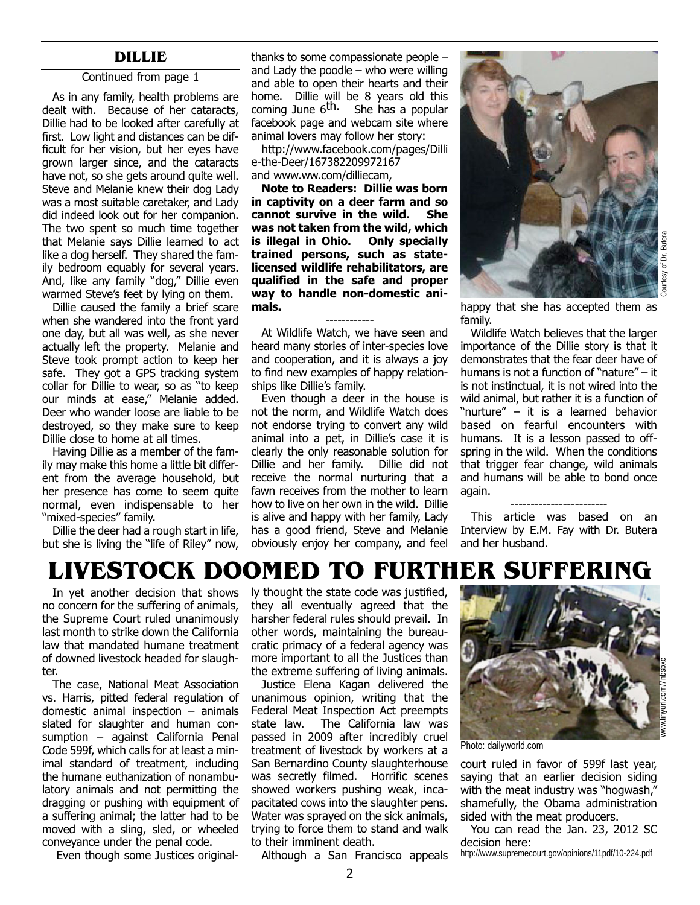## DILLIE

Continued from page 1

As in any family, health problems are dealt with. Because of her cataracts, Dillie had to be looked after carefully at first. Low light and distances can be difficult for her vision, but her eyes have grown larger since, and the cataracts have not, so she gets around quite well. Steve and Melanie knew their dog Lady was a most suitable caretaker, and Lady did indeed look out for her companion. The two spent so much time together that Melanie says Dillie learned to act like a dog herself. They shared the family bedroom equably for several years. And, like any family "dog," Dillie even warmed Steve's feet by lying on them.

Dillie caused the family a brief scare when she wandered into the front yard one day, but all was well, as she never actually left the property. Melanie and Steve took prompt action to keep her safe. They got a GPS tracking system collar for Dillie to wear, so as "to keep our minds at ease," Melanie added. Deer who wander loose are liable to be destroyed, so they make sure to keep Dillie close to home at all times.

Having Dillie as a member of the family may make this home a little bit different from the average household, but her presence has come to seem quite normal, even indispensable to her "mixed-species" family.

Dillie the deer had a rough start in life, but she is living the "life of Riley" now, thanks to some compassionate people – and Lady the poodle – who were willing and able to open their hearts and their home. Dillie will be 8 years old this coming June 6th. She has a popular facebook page and webcam site where animal lovers may follow her story:

http://www.facebook.com/pages/Dillie-the-Deer/167382209972167
and www.ww.com/dilliecam,

**Note to Readers: Dillie was born in captivity on a deer farm and so cannot survive in the wild. She was not taken from the wild, which is illegal in Ohio. Only specially trained persons, such as state-licensed wildlife rehabilitators, are qualified in the safe and proper way to handle non-domestic animals.**

------------

At Wildlife Watch, we have seen and heard many stories of inter-species love and cooperation, and it is always a joy to find new examples of happy relationships like Dillie's family.

Even though a deer in the house is not the norm, and Wildlife Watch does not endorse trying to convert any wild animal into a pet, in Dillie's case it is clearly the only reasonable solution for Dillie and her family. Dillie did not receive the normal nurturing that a fawn receives from the mother to learn how to live on her own in the wild. Dillie is alive and happy with her family, Lady has a good friend, Steve and Melanie obviously enjoy her company, and feel happy that she has accepted them as family.

Courtesy of Dr. Butera

Wildlife Watch believes that the larger importance of the Dillie story is that it demonstrates that the fear deer have of humans is not a function of "nature" – it is not instinctual, it is not wired into the wild animal, but rather it is a function of "nurture" – it is a learned behavior based on fearful encounters with humans. It is a lesson passed to offspring in the wild. When the conditions that trigger fear change, wild animals and humans will be able to bond once again.

------------------------

This article was based on an Interview by E.M. Fay with Dr. Butera and her husband.

# LIVESTOCK DOOMED TO FURTHER SUFFERING

In yet another decision that shows no concern for the suffering of animals, the Supreme Court ruled unanimously last month to strike down the California law that mandated humane treatment of downed livestock headed for slaughter.

The case, National Meat Association vs. Harris, pitted federal regulation of domestic animal inspection – animals slated for slaughter and human consumption – against California Penal Code 599f, which calls for at least a minimal standard of treatment, including the humane euthanization of nonambulatory animals and not permitting the dragging or pushing with equipment of a suffering animal; the latter had to be moved with a sling, sled, or wheeled conveyance under the penal code.

Even though some Justices originally thought the state code was justified, they all eventually agreed that the harsher federal rules should prevail. In other words, maintaining the bureaucratic primacy of a federal agency was more important to all the Justices than the extreme suffering of living animals.

Justice Elena Kagan delivered the unanimous opinion, writing that the Federal Meat Inspection Act preempts state law. The California law was passed in 2009 after incredibly cruel treatment of livestock by workers at a San Bernardino County slaughterhouse was secretly filmed. Horrific scenes showed workers pushing weak, incapacitated cows into the slaughter pens. Water was sprayed on the sick animals, trying to force them to stand and walk to their imminent death.

Although a San Francisco appeals court ruled in favor of 599f last year, saying that an earlier decision siding with the meat industry was "hogwash," shamefully, the Obama administration sided with the meat producers.

Photo: dailyworld.com

www.tinyurl.com/7nbsbxc

You can read the Jan. 23, 2012 SC decision here:
http://www.supremecourt.gov/opinions/11pdf/10-224.pdf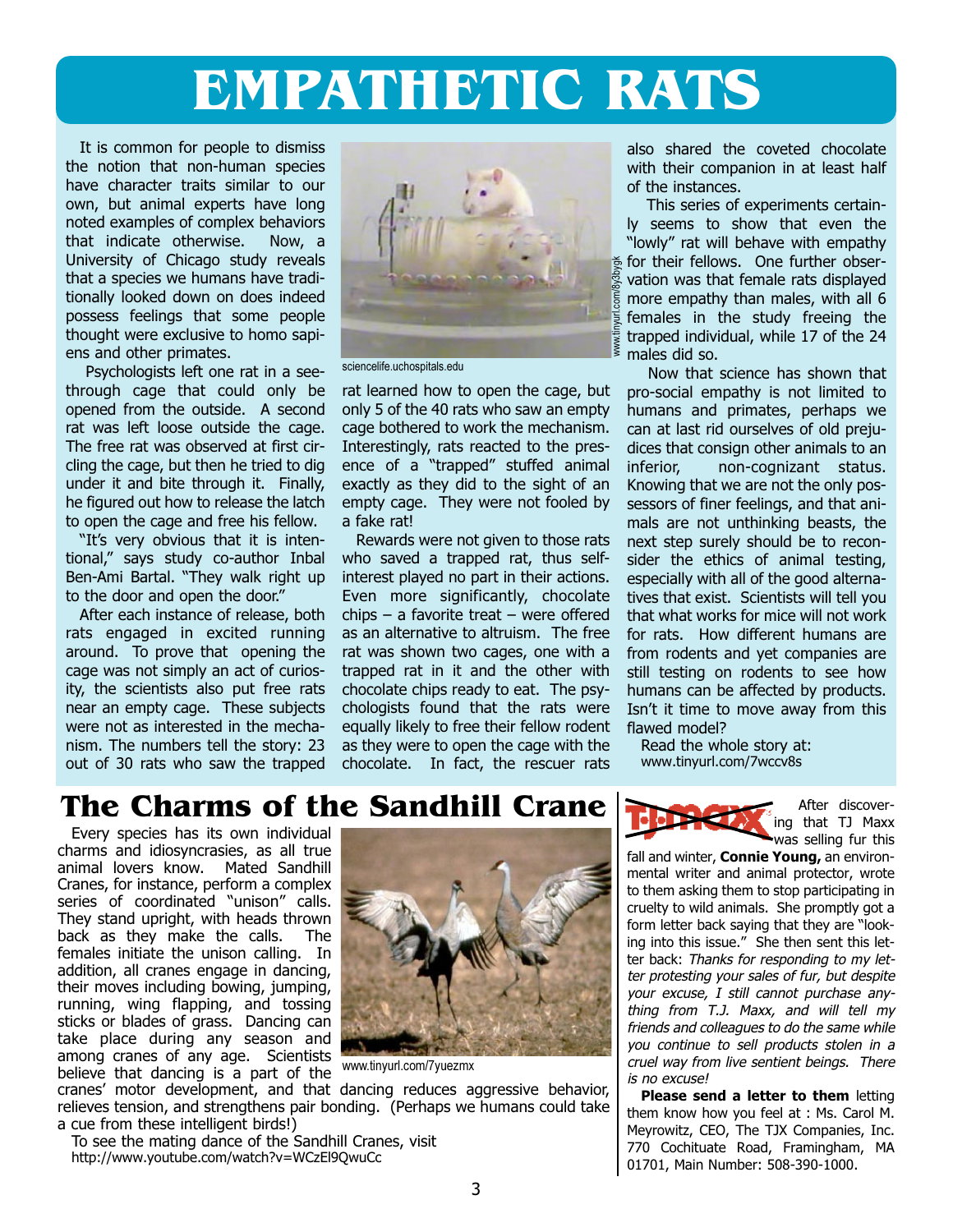# EMPATHETIC RATS

It is common for people to dismiss the notion that non-human species have character traits similar to our own, but animal experts have long noted examples of complex behaviors that indicate otherwise. Now, a University of Chicago study reveals that a species we humans have traditionally looked down on does indeed possess feelings that some people thought were exclusive to homo sapiens and other primates.

Psychologists left one rat in a see-through cage that could only be opened from the outside. A second rat was left loose outside the cage. The free rat was observed at first circling the cage, but then he tried to dig under it and bite through it. Finally, he figured out how to release the latch to open the cage and free his fellow.

"It's very obvious that it is intentional," says study co-author Inbal Ben-Ami Bartal. "They walk right up to the door and open the door."

After each instance of release, both rats engaged in excited running around. To prove that opening the cage was not simply an act of curiosity, the scientists also put free rats near an empty cage. These subjects were not as interested in the mechanism. The numbers tell the story: 23 out of 30 rats who saw the trapped rat learned how to open the cage, but only 5 of the 40 rats who saw an empty cage bothered to work the mechanism. Interestingly, rats reacted to the presence of a "trapped" stuffed animal exactly as they did to the sight of an empty cage. They were not fooled by a fake rat!

sciencelife.uchospitals.edu

www.tinyurl.com/8y3bygk

Rewards were not given to those rats who saved a trapped rat, thus self-interest played no part in their actions. Even more significantly, chocolate chips – a favorite treat – were offered as an alternative to altruism. The free rat was shown two cages, one with a trapped rat in it and the other with chocolate chips ready to eat. The psychologists found that the rats were equally likely to free their fellow rodent as they were to open the cage with the chocolate. In fact, the rescuer rats also shared the coveted chocolate with their companion in at least half of the instances.

This series of experiments certainly seems to show that even the "lowly" rat will behave with empathy for their fellows. One further observation was that female rats displayed more empathy than males, with all 6 females in the study freeing the trapped individual, while 17 of the 24 males did so.

Now that science has shown that pro-social empathy is not limited to humans and primates, perhaps we can at last rid ourselves of old prejudices that consign other animals to an inferior, non-cognizant status. Knowing that we are not the only possessors of finer feelings, and that animals are not unthinking beasts, the next step surely should be to reconsider the ethics of animal testing, especially with all of the good alternatives that exist. Scientists will tell you that what works for mice will not work for rats. How different humans are from rodents and yet companies are still testing on rodents to see how humans can be affected by products. Isn't it time to move away from this flawed model?

Read the whole story at: www.tinyurl.com/7wccv8s

## The Charms of the Sandhill Crane

Every species has its own individual charms and idiosyncrasies, as all true animal lovers know. Mated Sandhill Cranes, for instance, perform a complex series of coordinated "unison" calls. They stand upright, with heads thrown back as they make the calls. The females initiate the unison calling. In addition, all cranes engage in dancing, their moves including bowing, jumping, running, wing flapping, and tossing sticks or blades of grass. Dancing can take place during any season and among cranes of any age. Scientists believe that dancing is a part of the cranes' motor development, and that dancing reduces aggressive behavior, relieves tension, and strengthens pair bonding. (Perhaps we humans could take a cue from these intelligent birds!)

www.tinyurl.com/7yuezmx

To see the mating dance of the Sandhill Cranes, visit http://www.youtube.com/watch?v=WCzEl9QwuCc

After discovering that TJ Maxx was selling fur this fall and winter, **Connie Young,** an environmental writer and animal protector, wrote to them asking them to stop participating in cruelty to wild animals. She promptly got a form letter back saying that they are "looking into this issue." She then sent this letter back: *Thanks for responding to my letter protesting your sales of fur, but despite your excuse, I still cannot purchase anything from T.J. Maxx, and will tell my friends and colleagues to do the same while you continue to sell products stolen in a cruel way from live sentient beings. There is no excuse!*

**Please send a letter to them** letting them know how you feel at : Ms. Carol M. Meyrowitz, CEO, The TJX Companies, Inc. 770 Cochituate Road, Framingham, MA 01701, Main Number: 508-390-1000.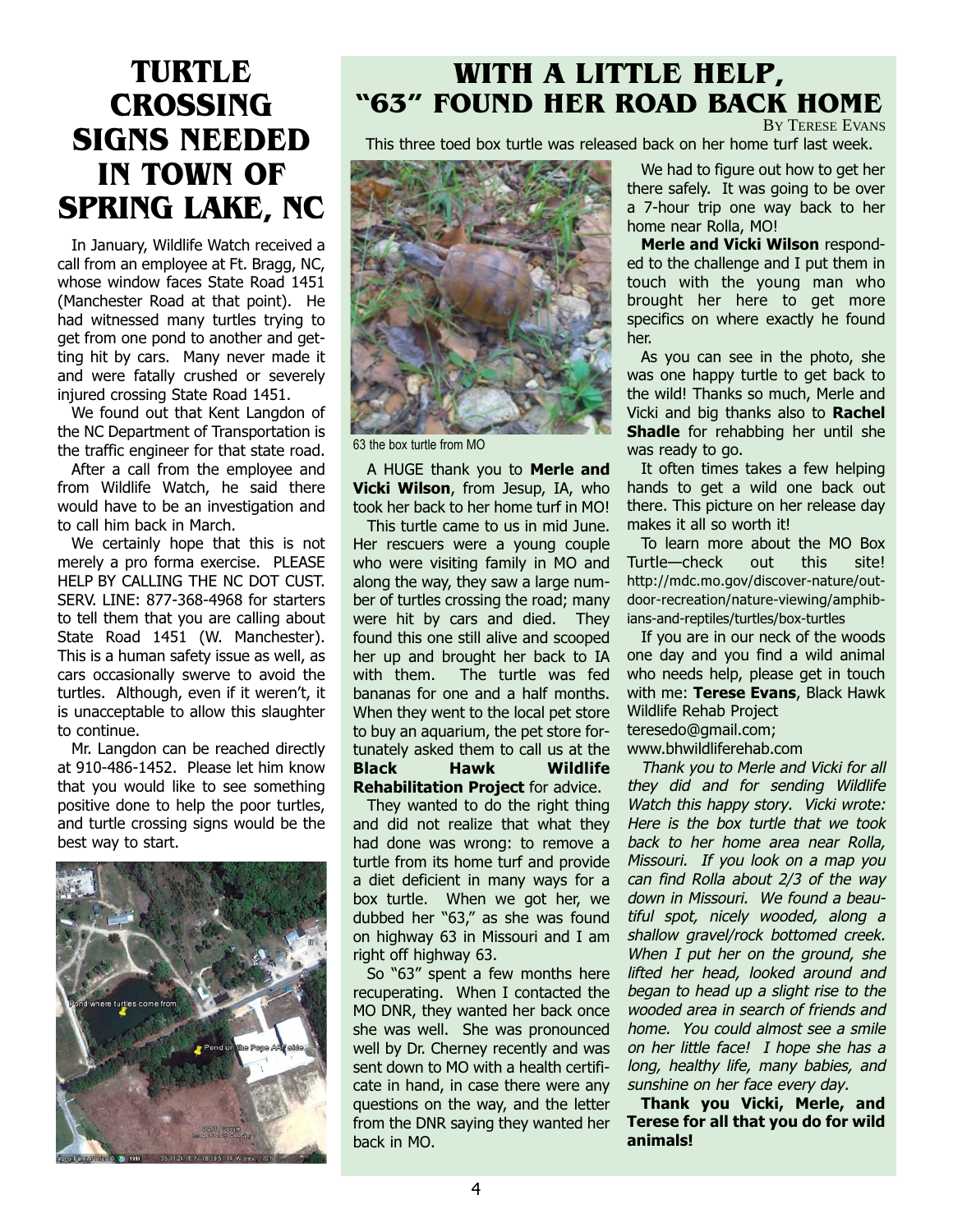# Turtle Crossing Signs Needed in Town of Spring Lake, NC

In January, Wildlife Watch received a call from an employee at Ft. Bragg, NC, whose window faces State Road 1451 (Manchester Road at that point). He had witnessed many turtles trying to get from one pond to another and getting hit by cars. Many never made it and were fatally crushed or severely injured crossing State Road 1451.

We found out that Kent Langdon of the NC Department of Transportation is the traffic engineer for that state road.

After a call from the employee and from Wildlife Watch, he said there would have to be an investigation and to call him back in March.

We certainly hope that this is not merely a pro forma exercise. PLEASE HELP BY CALLING THE NC DOT CUST. SERV. LINE: 877-368-4968 for starters to tell them that you are calling about State Road 1451 (W. Manchester). This is a human safety issue as well, as cars occasionally swerve to avoid the turtles. Although, even if it weren't, it is unacceptable to allow this slaughter to continue.

Mr. Langdon can be reached directly at 910-486-1452. Please let him know that you would like to see something positive done to help the poor turtles, and turtle crossing signs would be the best way to start.

# With a Little Help, "63" Found Her Road Back Home

By Terese Evans

This three toed box turtle was released back on her home turf last week.

63 the box turtle from MO

A HUGE thank you to **Merle and Vicki Wilson**, from Jesup, IA, who took her back to her home turf in MO!

This turtle came to us in mid June. Her rescuers were a young couple who were visiting family in MO and along the way, they saw a large number of turtles crossing the road; many were hit by cars and died. They found this one still alive and scooped her up and brought her back to IA with them. The turtle was fed bananas for one and a half months. When they went to the local pet store to buy an aquarium, the pet store fortunately asked them to call us at the **Black Hawk Wildlife Rehabilitation Project** for advice.

They wanted to do the right thing and did not realize that what they had done was wrong: to remove a turtle from its home turf and provide a diet deficient in many ways for a box turtle. When we got her, we dubbed her "63," as she was found on highway 63 in Missouri and I am right off highway 63.

So "63" spent a few months here recuperating. When I contacted the MO DNR, they wanted her back once she was well. She was pronounced well by Dr. Cherney recently and was sent down to MO with a health certificate in hand, in case there were any questions on the way, and the letter from the DNR saying they wanted her back in MO.

We had to figure out how to get her there safely. It was going to be over a 7-hour trip one way back to her home near Rolla, MO!

**Merle and Vicki Wilson** responded to the challenge and I put them in touch with the young man who brought her here to get more specifics on where exactly he found her.

As you can see in the photo, she was one happy turtle to get back to the wild! Thanks so much, Merle and Vicki and big thanks also to **Rachel Shadle** for rehabbing her until she was ready to go.

It often times takes a few helping hands to get a wild one back out there. This picture on her release day makes it all so worth it!

To learn more about the MO Box Turtle—check out this site! http://mdc.mo.gov/discover-nature/outdoor-recreation/nature-viewing/amphibians-and-reptiles/turtles/box-turtles

If you are in our neck of the woods one day and you find a wild animal who needs help, please get in touch with me: **Terese Evans**, Black Hawk Wildlife Rehab Project
teresedo@gmail.com;
www.bhwildliferehab.com

*Thank you to Merle and Vicki for all they did and for sending Wildlife Watch this happy story. Vicki wrote: Here is the box turtle that we took back to her home area near Rolla, Missouri. If you look on a map you can find Rolla about 2/3 of the way down in Missouri. We found a beautiful spot, nicely wooded, along a shallow gravel/rock bottomed creek. When I put her on the ground, she lifted her head, looked around and began to head up a slight rise to the wooded area in search of friends and home. You could almost see a smile on her little face! I hope she has a long, healthy life, many babies, and sunshine on her face every day.*

**Thank you Vicki, Merle, and Terese for all that you do for wild animals!**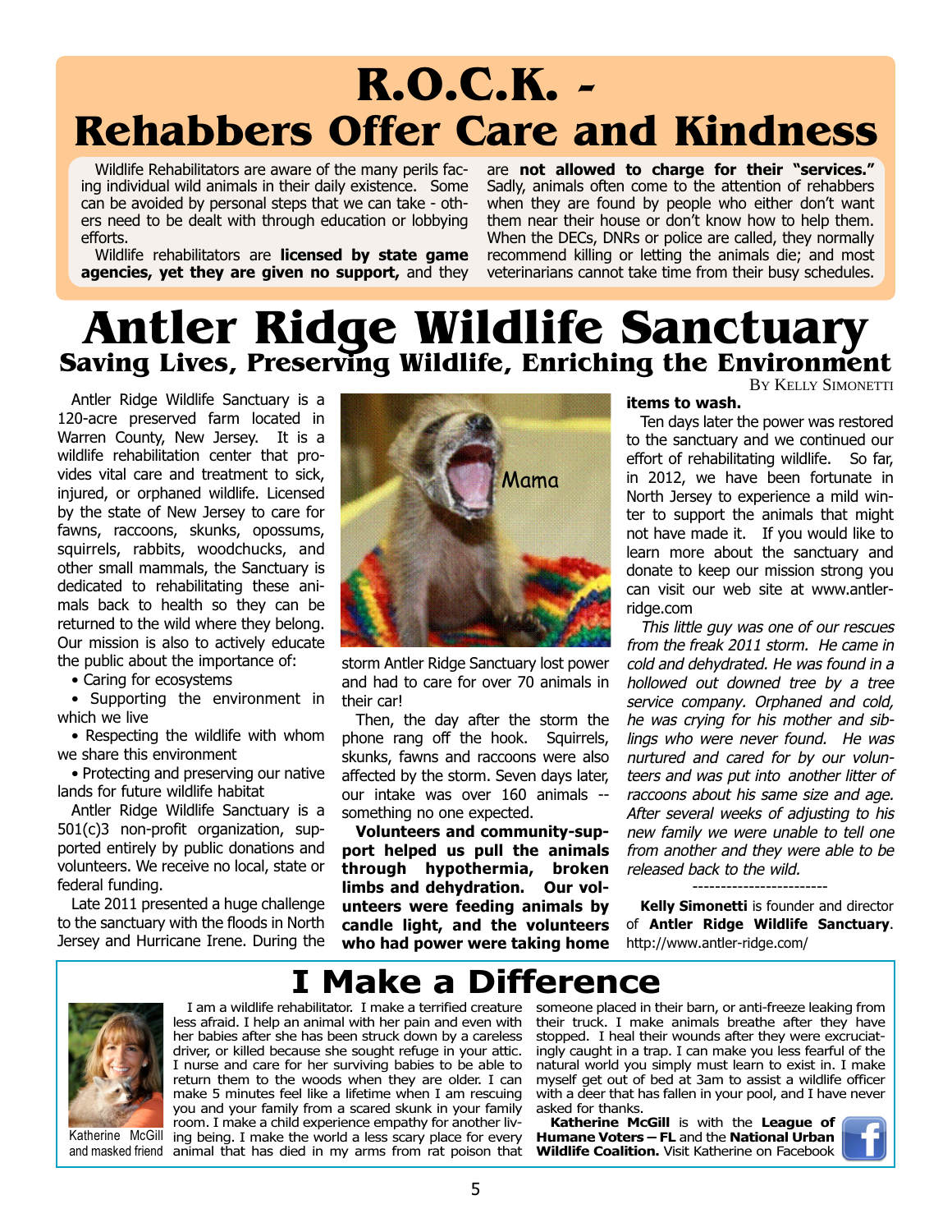# R.O.C.K. - Rehabbers Offer Care and Kindness

Wildlife Rehabilitators are aware of the many perils facing individual wild animals in their daily existence. Some can be avoided by personal steps that we can take - others need to be dealt with through education or lobbying efforts.

Wildlife rehabilitators are **licensed by state game agencies, yet they are given no support,** and they are **not allowed to charge for their "services."** Sadly, animals often come to the attention of rehabbers when they are found by people who either don't want them near their house or don't know how to help them. When the DECs, DNRs or police are called, they normally recommend killing or letting the animals die; and most veterinarians cannot take time from their busy schedules.

# Antler Ridge Wildlife Sanctuary

## Saving Lives, Preserving Wildlife, Enriching the Environment

By Kelly Simonetti

Antler Ridge Wildlife Sanctuary is a 120-acre preserved farm located in Warren County, New Jersey. It is a wildlife rehabilitation center that provides vital care and treatment to sick, injured, or orphaned wildlife. Licensed by the state of New Jersey to care for fawns, raccoons, skunks, opossums, squirrels, rabbits, woodchucks, and other small mammals, the Sanctuary is dedicated to rehabilitating these animals back to health so they can be returned to the wild where they belong. Our mission is also to actively educate the public about the importance of:

- Caring for ecosystems
- Supporting the environment in which we live
- Respecting the wildlife with whom we share this environment
- Protecting and preserving our native lands for future wildlife habitat

Antler Ridge Wildlife Sanctuary is a 501(c)3 non-profit organization, supported entirely by public donations and volunteers. We receive no local, state or federal funding.

Late 2011 presented a huge challenge to the sanctuary with the floods in North Jersey and Hurricane Irene. During the storm Antler Ridge Sanctuary lost power and had to care for over 70 animals in their car!

Then, the day after the storm the phone rang off the hook. Squirrels, skunks, fawns and raccoons were also affected by the storm. Seven days later, our intake was over 160 animals -- something no one expected.

**Volunteers and community-support helped us pull the animals through hypothermia, broken limbs and dehydration. Our volunteers were feeding animals by candle light, and the volunteers who had power were taking home items to wash.**

Ten days later the power was restored to the sanctuary and we continued our effort of rehabilitating wildlife. So far, in 2012, we have been fortunate in North Jersey to experience a mild winter to support the animals that might not have made it. If you would like to learn more about the sanctuary and donate to keep our mission strong you can visit our web site at www.antler-ridge.com

*This little guy was one of our rescues from the freak 2011 storm. He came in cold and dehydrated. He was found in a hollowed out downed tree by a tree service company. Orphaned and cold, he was crying for his mother and siblings who were never found. He was nurtured and cared for by our volunteers and was put into another litter of raccoons about his same size and age. After several weeks of adjusting to his new family we were unable to tell one from another and they were able to be released back to the wild.*

------------------------

**Kelly Simonetti** is founder and director of **Antler Ridge Wildlife Sanctuary**. http://www.antler-ridge.com/

# I Make a Difference

Katherine McGill and masked friend

I am a wildlife rehabilitator. I make a terrified creature less afraid. I help an animal with her pain and even with her babies after she has been struck down by a careless driver, or killed because she sought refuge in your attic. I nurse and care for her surviving babies to be able to return them to the woods when they are older. I can make 5 minutes feel like a lifetime when I am rescuing you and your family from a scared skunk in your family room. I make a child experience empathy for another living being. I make the world a less scary place for every animal that has died in my arms from rat poison that someone placed in their barn, or anti-freeze leaking from their truck. I make animals breathe after they have stopped. I heal their wounds after they were excruciatingly caught in a trap. I can make you less fearful of the natural world you simply must learn to exist in. I make myself get out of bed at 3am to assist a wildlife officer with a deer that has fallen in your pool, and I have never asked for thanks.

**Katherine McGill** is with the **League of Humane Voters – FL** and the **National Urban Wildlife Coalition.** Visit Katherine on Facebook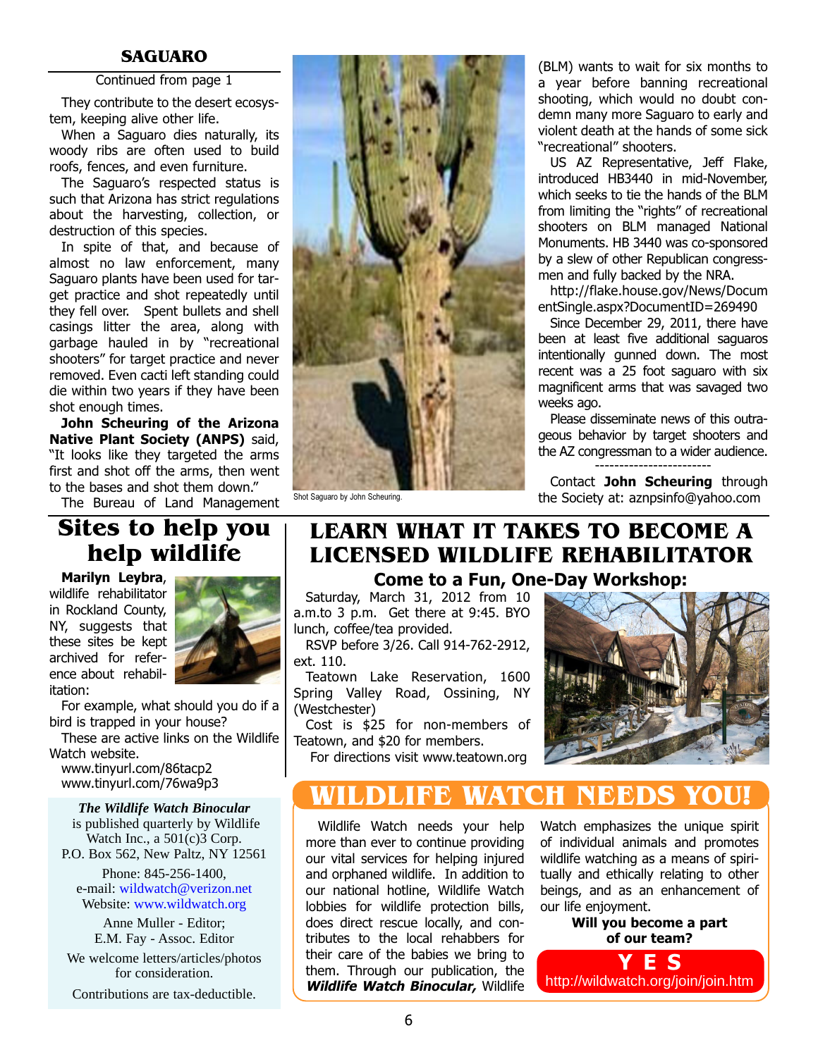## SAGUARO

Continued from page 1

They contribute to the desert ecosystem, keeping alive other life.

When a Saguaro dies naturally, its woody ribs are often used to build roofs, fences, and even furniture.

The Saguaro's respected status is such that Arizona has strict regulations about the harvesting, collection, or destruction of this species.

In spite of that, and because of almost no law enforcement, many Saguaro plants have been used for target practice and shot repeatedly until they fell over. Spent bullets and shell casings litter the area, along with garbage hauled in by "recreational shooters" for target practice and never removed. Even cacti left standing could die within two years if they have been shot enough times.

**John Scheuring of the Arizona Native Plant Society (ANPS)** said, "It looks like they targeted the arms first and shot off the arms, then went to the bases and shot them down."

The Bureau of Land Management (BLM) wants to wait for six months to a year before banning recreational shooting, which would no doubt condemn many more Saguaro to early and violent death at the hands of some sick "recreational" shooters.

Shot Saguaro by John Scheuring.

US AZ Representative, Jeff Flake, introduced HB3440 in mid-November, which seeks to tie the hands of the BLM from limiting the "rights" of recreational shooters on BLM managed National Monuments. HB 3440 was co-sponsored by a slew of other Republican congressmen and fully backed by the NRA.

http://flake.house.gov/News/DocumentSingle.aspx?DocumentID=269490

Since December 29, 2011, there have been at least five additional saguaros intentionally gunned down. The most recent was a 25 foot saguaro with six magnificent arms that was savaged two weeks ago.

Please disseminate news of this outrageous behavior by target shooters and the AZ congressman to a wider audience.

------------------------

Contact **John Scheuring** through the Society at: aznpsinfo@yahoo.com

## Sites to help you help wildlife

**Marilyn Leybra**, wildlife rehabilitator in Rockland County, NY, suggests that these sites be kept archived for reference about rehabilitation:

For example, what should you do if a bird is trapped in your house?

These are active links on the Wildlife Watch website.

www.tinyurl.com/86tacp2
www.tinyurl.com/76wa9p3

***The Wildlife Watch Binocular*** is published quarterly by Wildlife Watch Inc., a 501(c)3 Corp.
P.O. Box 562, New Paltz, NY 12561

Phone: 845-256-1400,
e-mail: wildwatch@verizon.net
Website: www.wildwatch.org

Anne Muller - Editor;
E.M. Fay - Assoc. Editor

We welcome letters/articles/photos for consideration.

Contributions are tax-deductible.

## LEARN WHAT IT TAKES TO BECOME A LICENSED WILDLIFE REHABILITATOR

### Come to a Fun, One-Day Workshop:

Saturday, March 31, 2012 from 10 a.m.to 3 p.m. Get there at 9:45. BYO lunch, coffee/tea provided.

RSVP before 3/26. Call 914-762-2912, ext. 110.

Teatown Lake Reservation, 1600 Spring Valley Road, Ossining, NY (Westchester)

Cost is $25 for non-members of Teatown, and $20 for members.

For directions visit www.teatown.org

## WILDLIFE WATCH NEEDS YOU!

Wildlife Watch needs your help more than ever to continue providing our vital services for helping injured and orphaned wildlife. In addition to our national hotline, Wildlife Watch lobbies for wildlife protection bills, does direct rescue locally, and contributes to the local rehabbers for their care of the babies we bring to them. Through our publication, the ***Wildlife Watch Binocular,*** Wildlife Watch emphasizes the unique spirit of individual animals and promotes wildlife watching as a means of spiritually and ethically relating to other beings, and as an enhancement of our life enjoyment.

**Will you become a part of our team?**

**Y E S**
http://wildwatch.org/join/join.htm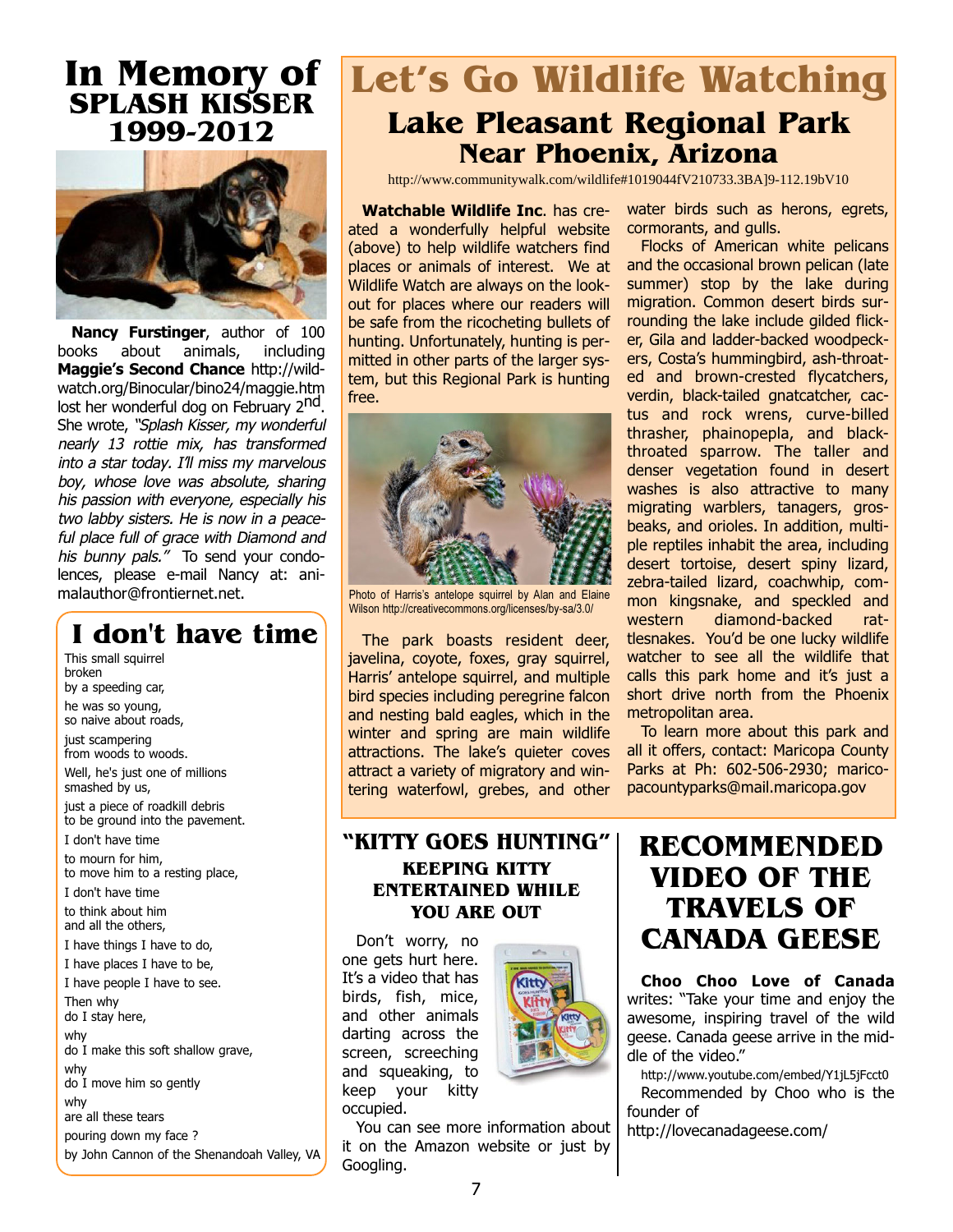# In Memory of SPLASH KISSER 1999-2012

**Nancy Furstinger**, author of 100 books about animals, including **Maggie's Second Chance** http://wildwatch.org/Binocular/bino24/maggie.htm lost her wonderful dog on February 2nd. She wrote, *"Splash Kisser, my wonderful nearly 13 rottie mix, has transformed into a star today. I'll miss my marvelous boy, whose love was absolute, sharing his passion with everyone, especially his two labby sisters. He is now in a peaceful place full of grace with Diamond and his bunny pals."* To send your condolences, please e-mail Nancy at: animalauthor@frontiernet.net.

## I don't have time

This small squirrel
broken
by a speeding car,

he was so young,
so naive about roads,

just scampering
from woods to woods.

Well, he's just one of millions
smashed by us,

just a piece of roadkill debris
to be ground into the pavement.

I don't have time

to mourn for him,
to move him to a resting place,

I don't have time

to think about him
and all the others,

I have things I have to do,

I have places I have to be,

I have people I have to see.

Then why
do I stay here,

why
do I make this soft shallow grave,

why
do I move him so gently

why
are all these tears

pouring down my face ?

by John Cannon of the Shenandoah Valley, VA

# Let's Go Wildlife Watching

## Lake Pleasant Regional Park Near Phoenix, Arizona

http://www.communitywalk.com/wildlife#1019044fV210733.3BA]9-112.19bV10

**Watchable Wildlife Inc**. has created a wonderfully helpful website (above) to help wildlife watchers find places or animals of interest. We at Wildlife Watch are always on the lookout for places where our readers will be safe from the ricocheting bullets of hunting. Unfortunately, hunting is permitted in other parts of the larger system, but this Regional Park is hunting free.

Photo of Harris's antelope squirrel by Alan and Elaine Wilson http://creativecommons.org/licenses/by-sa/3.0/

The park boasts resident deer, javelina, coyote, foxes, gray squirrel, Harris' antelope squirrel, and multiple bird species including peregrine falcon and nesting bald eagles, which in the winter and spring are main wildlife attractions. The lake's quieter coves attract a variety of migratory and wintering waterfowl, grebes, and other water birds such as herons, egrets, cormorants, and gulls.

Flocks of American white pelicans and the occasional brown pelican (late summer) stop by the lake during migration. Common desert birds surrounding the lake include gilded flicker, Gila and ladder-backed woodpeckers, Costa's hummingbird, ash-throated and brown-crested flycatchers, verdin, black-tailed gnatcatcher, cactus and rock wrens, curve-billed thrasher, phainopepla, and black-throated sparrow. The taller and denser vegetation found in desert washes is also attractive to many migrating warblers, tanagers, grosbeaks, and orioles. In addition, multiple reptiles inhabit the area, including desert tortoise, desert spiny lizard, zebra-tailed lizard, coachwhip, common kingsnake, and speckled and western diamond-backed rattlesnakes. You'd be one lucky wildlife watcher to see all the wildlife that calls this park home and it's just a short drive north from the Phoenix metropolitan area.

To learn more about this park and all it offers, contact: Maricopa County Parks at Ph: 602-506-2930; maricopacountyparks@mail.maricopa.gov

## "KITTY GOES HUNTING"

### KEEPING KITTY ENTERTAINED WHILE YOU ARE OUT

Don't worry, no one gets hurt here. It's a video that has birds, fish, mice, and other animals darting across the screen, screeching and squeaking, to keep your kitty occupied.

You can see more information about it on the Amazon website or just by Googling.

## RECOMMENDED VIDEO OF THE TRAVELS OF CANADA GEESE

**Choo Choo Love of Canada** writes: "Take your time and enjoy the awesome, inspiring travel of the wild geese. Canada geese arrive in the middle of the video."

http://www.youtube.com/embed/Y1jL5jFcct0

Recommended by Choo who is the founder of

http://lovecanadageese.com/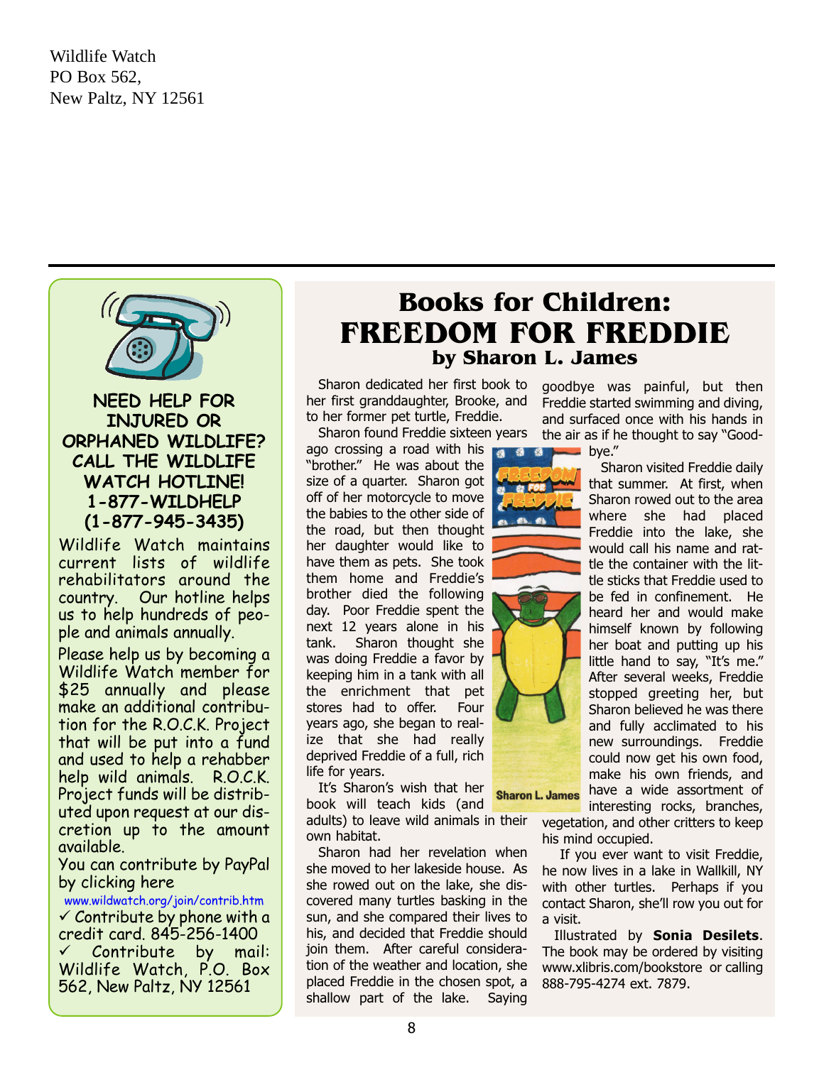Wildlife Watch
PO Box 562,
New Paltz, NY 12561

**NEED HELP FOR INJURED OR ORPHANED WILDLIFE? CALL THE WILDLIFE WATCH HOTLINE! 1-877-WILDHELP (1-877-945-3435)**

Wildlife Watch maintains current lists of wildlife rehabilitators around the country. Our hotline helps us to help hundreds of people and animals annually.

Please help us by becoming a Wildlife Watch member for $25 annually and please make an additional contribution for the R.O.C.K. Project that will be put into a fund and used to help a rehabber help wild animals. R.O.C.K. Project funds will be distributed upon request at our discretion up to the amount available.

You can contribute by PayPal by clicking here
www.wildwatch.org/join/contrib.htm

✓ Contribute by phone with a credit card. 845-256-1400

✓ Contribute by mail: Wildlife Watch, P.O. Box 562, New Paltz, NY 12561

# Books for Children: FREEDOM FOR FREDDIE

## by Sharon L. James

Sharon dedicated her first book to her first granddaughter, Brooke, and to her former pet turtle, Freddie.

Sharon found Freddie sixteen years ago crossing a road with his "brother." He was about the size of a quarter. Sharon got off of her motorcycle to move the babies to the other side of the road, but then thought her daughter would like to have them as pets. She took them home and Freddie's brother died the following day. Poor Freddie spent the next 12 years alone in his tank. Sharon thought she was doing Freddie a favor by keeping him in a tank with all the enrichment that pet stores had to offer. Four years ago, she began to realize that she had really deprived Freddie of a full, rich life for years.

It's Sharon's wish that her book will teach kids (and adults) to leave wild animals in their own habitat.

Sharon had her revelation when she moved to her lakeside house. As she rowed out on the lake, she discovered many turtles basking in the sun, and she compared their lives to his, and decided that Freddie should join them. After careful consideration of the weather and location, she placed Freddie in the chosen spot, a shallow part of the lake. Saying goodbye was painful, but then Freddie started swimming and diving, and surfaced once with his hands in the air as if he thought to say "Goodbye."

Sharon visited Freddie daily that summer. At first, when Sharon rowed out to the area where she had placed Freddie into the lake, she would call his name and rattle the container with the little sticks that Freddie used to be fed in confinement. He heard her and would make himself known by following her boat and putting up his little hand to say, "It's me." After several weeks, Freddie stopped greeting her, but Sharon believed he was there and fully acclimated to his new surroundings. Freddie could now get his own food, make his own friends, and have a wide assortment of interesting rocks, branches, vegetation, and other critters to keep his mind occupied.

If you ever want to visit Freddie, he now lives in a lake in Wallkill, NY with other turtles. Perhaps if you contact Sharon, she'll row you out for a visit.

Illustrated by **Sonia Desilets**. The book may be ordered by visiting www.xlibris.com/bookstore or calling 888-795-4274 ext. 7879.